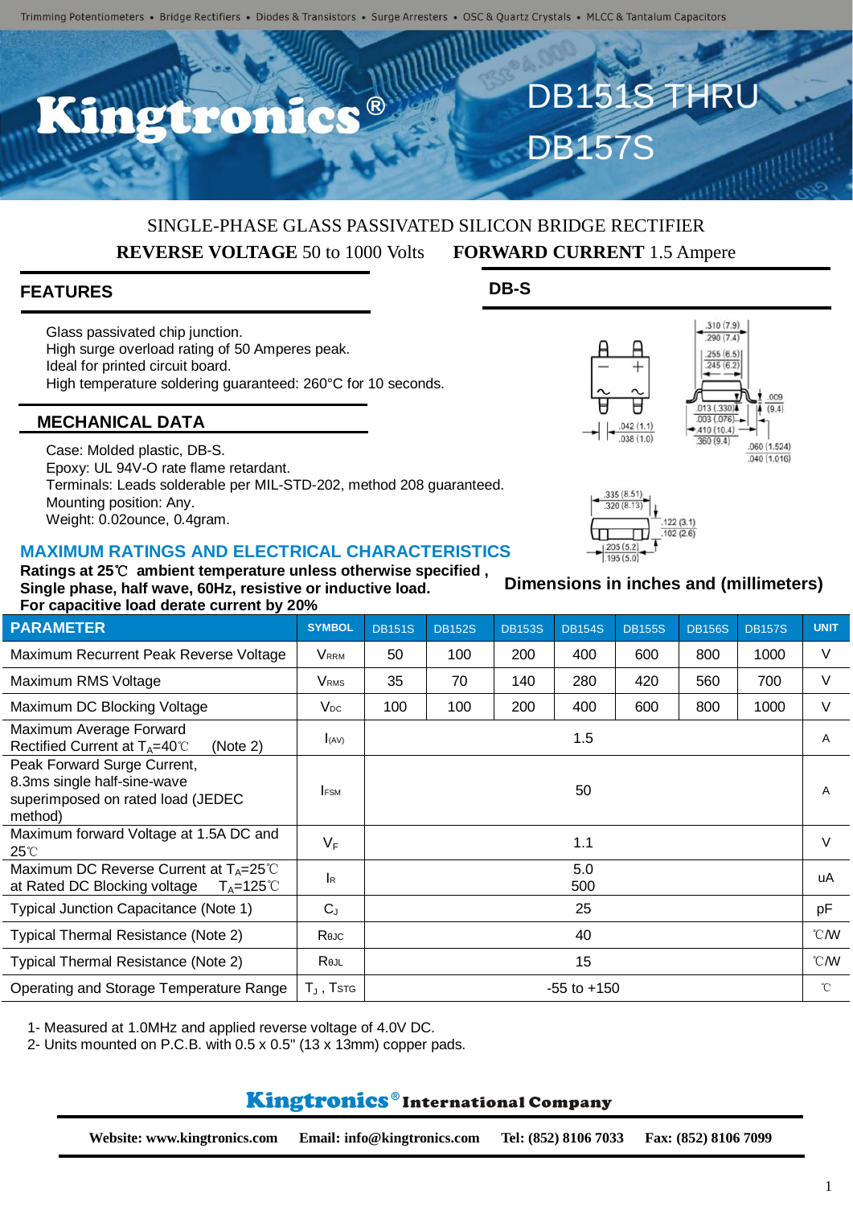Trimming Potentiometers • Bridge Rectifiers • Diodes & Transistors • Surge Arresters • OSC & Quartz Crystals • MLCC & Tantalum Capacitors

# Kingtronics®

# DB151S THRU DB157S

SINGLE-PHASE GLASS PASSIVATED SILICON BRIDGE RECTIFIER

**REVERSE VOLTAGE** 50 to 1000 Volts **FORWARD CURRENT** 1.5 Ampere

## FEATURES

- Glass passivated chip junction.
- High surge overload rating of 50 Amperes peak.
- Ideal for printed circuit board.
- High temperature soldering guaranteed: 260°C for 10 seconds.

## MECHANICAL DATA

- Case: Molded plastic, DB-S.
- Epoxy: UL 94V-O rate flame retardant.
- Terminals: Leads solderable per MIL-STD-202, method 208 guaranteed.
- Mounting position: Any.
- Weight: 0.02ounce, 0.4gram.

## DB-S

.310 (7.9) .290 (7.4)
.255 (6.5) .245 (6.2)
.009 (9.4)
.013 (.330) .003 (.076)
.410 (10.4) .360 (9.4)
.042 (1.1) .038 (1.0)
.060 (1.524) .040 (1.016)
.335 (8.51) .320 (8.13)
.122 (3.1) .102 (2.6)
.205 (5.2) .195 (5.0)

Dimensions in inches and (millimeters)

## MAXIMUM RATINGS AND ELECTRICAL CHARACTERISTICS

**Ratings at 25℃ ambient temperature unless otherwise specified ,**
**Single phase, half wave, 60Hz, resistive or inductive load.**
**For capacitive load derate current by 20%**

| PARAMETER | SYMBOL | DB151S | DB152S | DB153S | DB154S | DB155S | DB156S | DB157S | UNIT |
|---|---|---|---|---|---|---|---|---|---|
| Maximum Recurrent Peak Reverse Voltage | $V_{RRM}$ | 50 | 100 | 200 | 400 | 600 | 800 | 1000 | V |
| Maximum RMS Voltage | $V_{RMS}$ | 35 | 70 | 140 | 280 | 420 | 560 | 700 | V |
| Maximum DC Blocking Voltage | $V_{DC}$ | 100 | 100 | 200 | 400 | 600 | 800 | 1000 | V |
| Maximum Average Forward Rectified Current at $T_A$=40℃ (Note 2) | $I_{(AV)}$ | 1.5 | | | | | | | A |
| Peak Forward Surge Current, 8.3ms single half-sine-wave superimposed on rated load (JEDEC method) | $I_{FSM}$ | 50 | | | | | | | A |
| Maximum forward Voltage at 1.5A DC and 25℃ | $V_F$ | 1.1 | | | | | | | V |
| Maximum DC Reverse Current at $T_A$=25℃ at Rated DC Blocking voltage $T_A$=125℃ | $I_R$ | 5.0 / 500 | | | | | | | uA |
| Typical Junction Capacitance (Note 1) | $C_J$ | 25 | | | | | | | pF |
| Typical Thermal Resistance (Note 2) | $R_{\theta JC}$ | 40 | | | | | | | ℃/W |
| Typical Thermal Resistance (Note 2) | $R_{\theta JL}$ | 15 | | | | | | | ℃/W |
| Operating and Storage Temperature Range | $T_J$ , $T_{STG}$ | -55 to +150 | | | | | | | ℃ |

1- Measured at 1.0MHz and applied reverse voltage of 4.0V DC.
2- Units mounted on P.C.B. with 0.5 x 0.5" (13 x 13mm) copper pads.

**Kingtronics® International Company**

**Website: www.kingtronics.com Email: info@kingtronics.com Tel: (852) 8106 7033 Fax: (852) 8106 7099**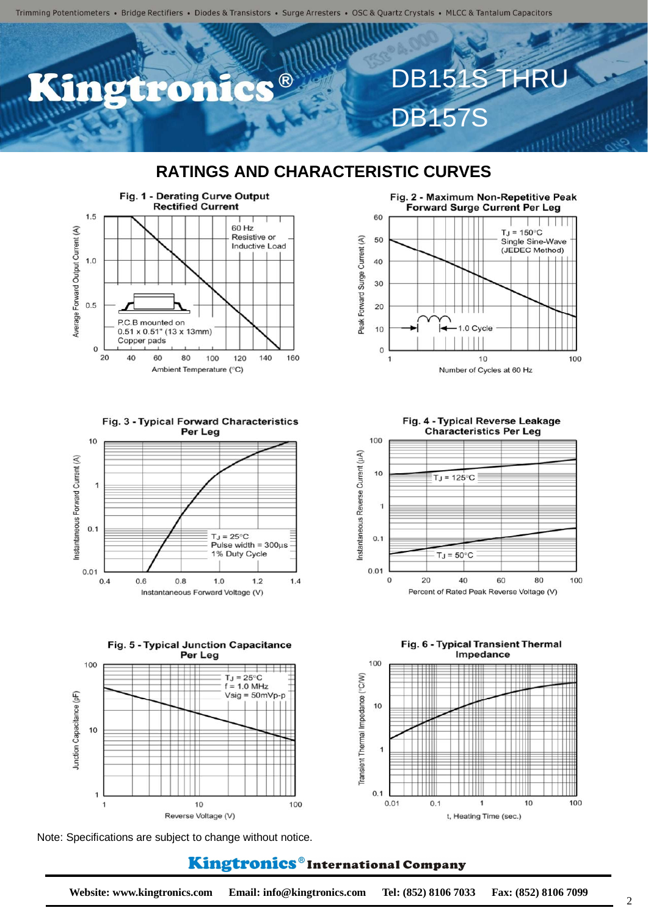Trimming Potentiometers • Bridge Rectifiers • Diodes & Transistors • Surge Arresters • OSC & Quartz Crystals • MLCC & Tantalum Capacitors

# Kingtronics®

# DB151S THRU DB157S

## RATINGS AND CHARACTERISTIC CURVES

**Fig. 1 - Derating Curve Output Rectified Current**

Average Forward Output Current (A)

1.5
1.0
0.5
0

60 Hz
Resistive or
Inductive Load

P.C.B mounted on
0.51 x 0.51" (13 x 13mm)
Copper pads

20 40 60 80 100 120 140 160

Ambient Temperature (°C)

**Fig. 2 - Maximum Non-Repetitive Peak Forward Surge Current Per Leg**

Peak Forward Surge Current (A)

60
50
40
30
20
10
0

$T_J$ = 150°C
Single Sine-Wave
(JEDEC Method)

1.0 Cycle

1 10 100

Number of Cycles at 60 Hz

**Fig. 3 - Typical Forward Characteristics Per Leg**

Instantaneous Forward Current (A)

10
1
0.1
0.01

$T_J$ = 25°C
Pulse width = 300µs
1% Duty Cycle

0.4 0.6 0.8 1.0 1.2 1.4

Instantaneous Forward Voltage (V)

**Fig. 4 - Typical Reverse Leakage Characteristics Per Leg**

Instantaneous Reverse Current (µA)

100
10
1
0.1
0.01

$T_J$ = 125°C

$T_J$ = 50°C

0 20 40 60 80 100

Percent of Rated Peak Reverse Voltage (V)

**Fig. 5 - Typical Junction Capacitance Per Leg**

Junction Capacitance (pF)

100
10
1

$T_J$ = 25°C
f = 1.0 MHz
Vsig = 50mVp-p

1 10 100

Reverse Voltage (V)

**Fig. 6 - Typical Transient Thermal Impedance**

Transient Thermal Impedance (°C/W)

100
10
1
0.1

0.01 0.1 1 10 100

t, Heating Time (sec.)

Note: Specifications are subject to change without notice.

**Kingtronics® International Company**

**Website: www.kingtronics.com Email: info@kingtronics.com Tel: (852) 8106 7033 Fax: (852) 8106 7099**